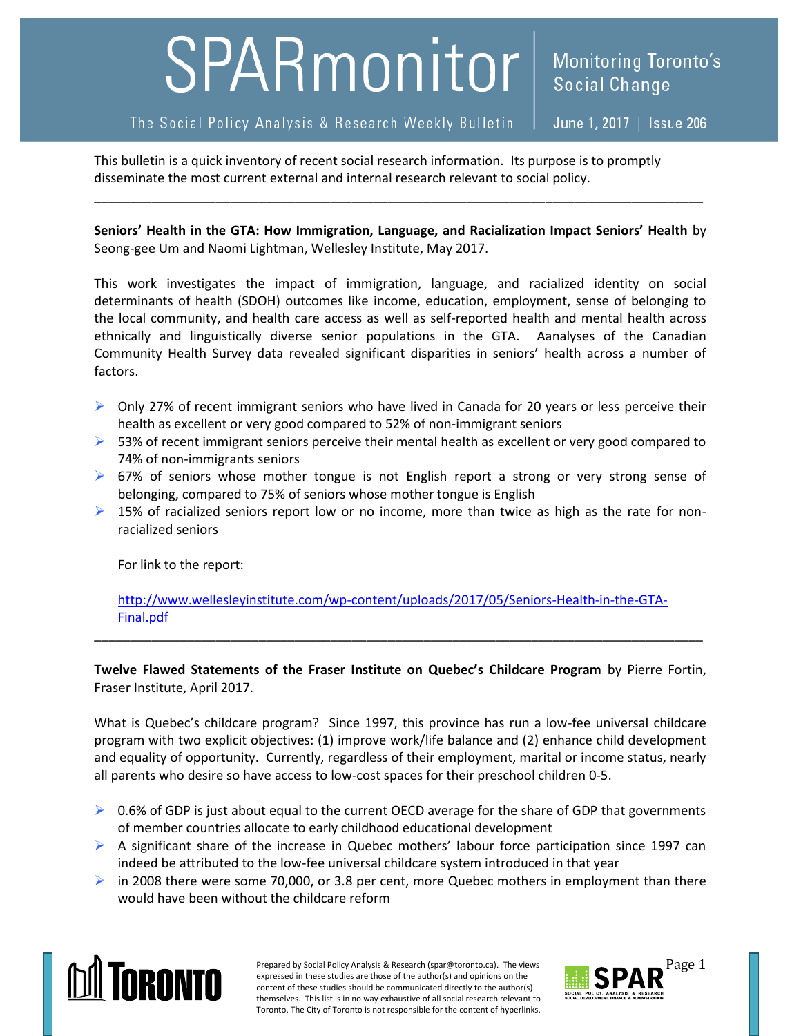# SPARmonitor

The Social Policy Analysis & Research Weekly Bulletin

Monitoring Toronto's Social Change

June 1, 2017 | Issue 206

This bulletin is a quick inventory of recent social research information. Its purpose is to promptly disseminate the most current external and internal research relevant to social policy.

---

**Seniors' Health in the GTA: How Immigration, Language, and Racialization Impact Seniors' Health** by Seong-gee Um and Naomi Lightman, Wellesley Institute, May 2017.

This work investigates the impact of immigration, language, and racialized identity on social determinants of health (SDOH) outcomes like income, education, employment, sense of belonging to the local community, and health care access as well as self-reported health and mental health across ethnically and linguistically diverse senior populations in the GTA. Aanalyses of the Canadian Community Health Survey data revealed significant disparities in seniors' health across a number of factors.

- Only 27% of recent immigrant seniors who have lived in Canada for 20 years or less perceive their health as excellent or very good compared to 52% of non-immigrant seniors
- 53% of recent immigrant seniors perceive their mental health as excellent or very good compared to 74% of non-immigrants seniors
- 67% of seniors whose mother tongue is not English report a strong or very strong sense of belonging, compared to 75% of seniors whose mother tongue is English
- 15% of racialized seniors report low or no income, more than twice as high as the rate for non-racialized seniors

For link to the report:

http://www.wellesleyinstitute.com/wp-content/uploads/2017/05/Seniors-Health-in-the-GTA-Final.pdf

---

**Twelve Flawed Statements of the Fraser Institute on Quebec's Childcare Program** by Pierre Fortin, Fraser Institute, April 2017.

What is Quebec's childcare program? Since 1997, this province has run a low-fee universal childcare program with two explicit objectives: (1) improve work/life balance and (2) enhance child development and equality of opportunity. Currently, regardless of their employment, marital or income status, nearly all parents who desire so have access to low-cost spaces for their preschool children 0-5.

- 0.6% of GDP is just about equal to the current OECD average for the share of GDP that governments of member countries allocate to early childhood educational development
- A significant share of the increase in Quebec mothers' labour force participation since 1997 can indeed be attributed to the low-fee universal childcare system introduced in that year
- in 2008 there were some 70,000, or 3.8 per cent, more Quebec mothers in employment than there would have been without the childcare reform

Prepared by Social Policy Analysis & Research (spar@toronto.ca). The views expressed in these studies are those of the author(s) and opinions on the content of these studies should be communicated directly to the author(s) themselves. This list is in no way exhaustive of all social research relevant to Toronto. The City of Toronto is not responsible for the content of hyperlinks.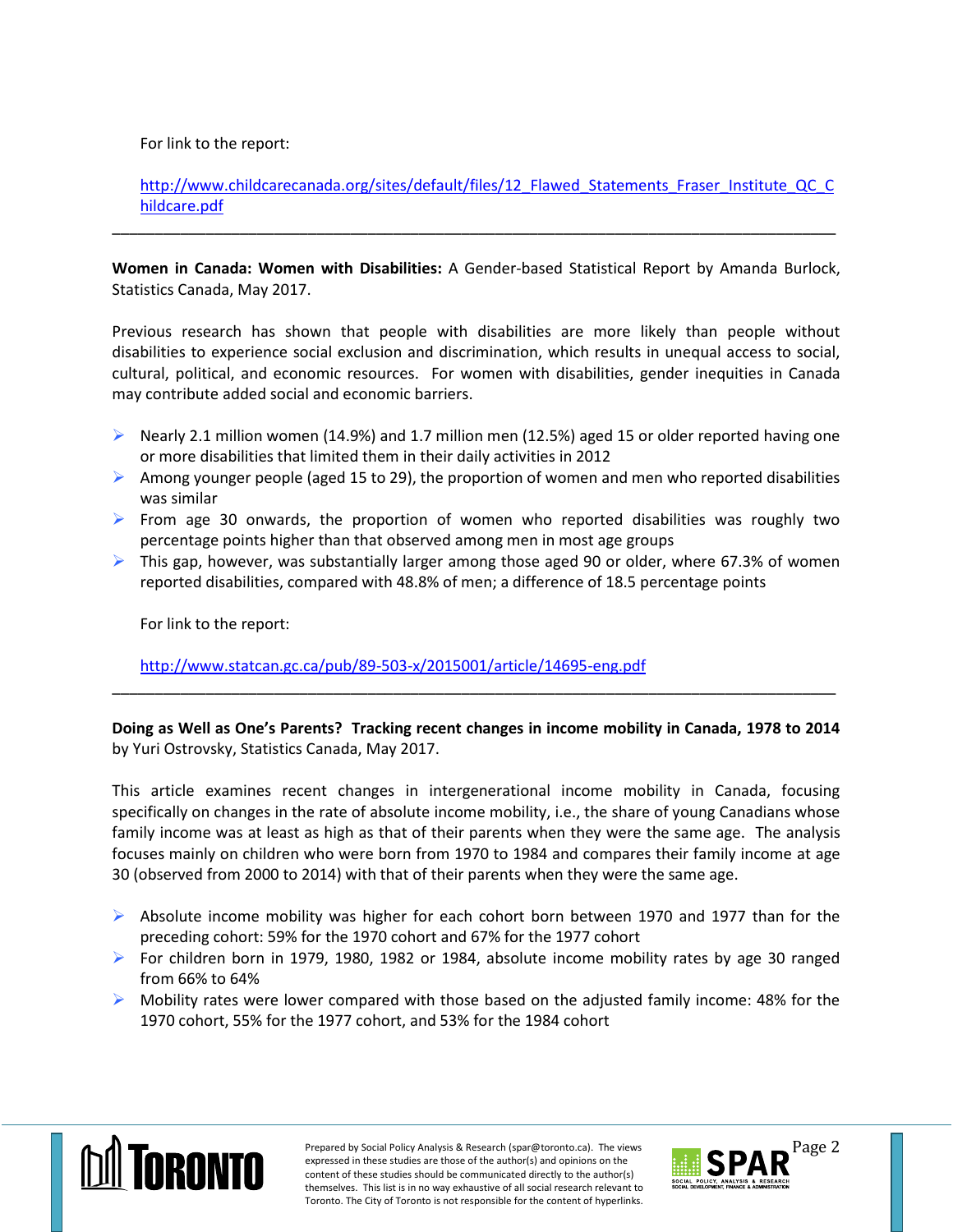For link to the report:

http://www.childcarecanada.org/sites/default/files/12_Flawed_Statements_Fraser_Institute_QC_Childcare.pdf

---

**Women in Canada: Women with Disabilities:** A Gender-based Statistical Report by Amanda Burlock, Statistics Canada, May 2017.

Previous research has shown that people with disabilities are more likely than people without disabilities to experience social exclusion and discrimination, which results in unequal access to social, cultural, political, and economic resources. For women with disabilities, gender inequities in Canada may contribute added social and economic barriers.

- Nearly 2.1 million women (14.9%) and 1.7 million men (12.5%) aged 15 or older reported having one or more disabilities that limited them in their daily activities in 2012
- Among younger people (aged 15 to 29), the proportion of women and men who reported disabilities was similar
- From age 30 onwards, the proportion of women who reported disabilities was roughly two percentage points higher than that observed among men in most age groups
- This gap, however, was substantially larger among those aged 90 or older, where 67.3% of women reported disabilities, compared with 48.8% of men; a difference of 18.5 percentage points

For link to the report:

http://www.statcan.gc.ca/pub/89-503-x/2015001/article/14695-eng.pdf

---

**Doing as Well as One's Parents? Tracking recent changes in income mobility in Canada, 1978 to 2014** by Yuri Ostrovsky, Statistics Canada, May 2017.

This article examines recent changes in intergenerational income mobility in Canada, focusing specifically on changes in the rate of absolute income mobility, i.e., the share of young Canadians whose family income was at least as high as that of their parents when they were the same age. The analysis focuses mainly on children who were born from 1970 to 1984 and compares their family income at age 30 (observed from 2000 to 2014) with that of their parents when they were the same age.

- Absolute income mobility was higher for each cohort born between 1970 and 1977 than for the preceding cohort: 59% for the 1970 cohort and 67% for the 1977 cohort
- For children born in 1979, 1980, 1982 or 1984, absolute income mobility rates by age 30 ranged from 66% to 64%
- Mobility rates were lower compared with those based on the adjusted family income: 48% for the 1970 cohort, 55% for the 1977 cohort, and 53% for the 1984 cohort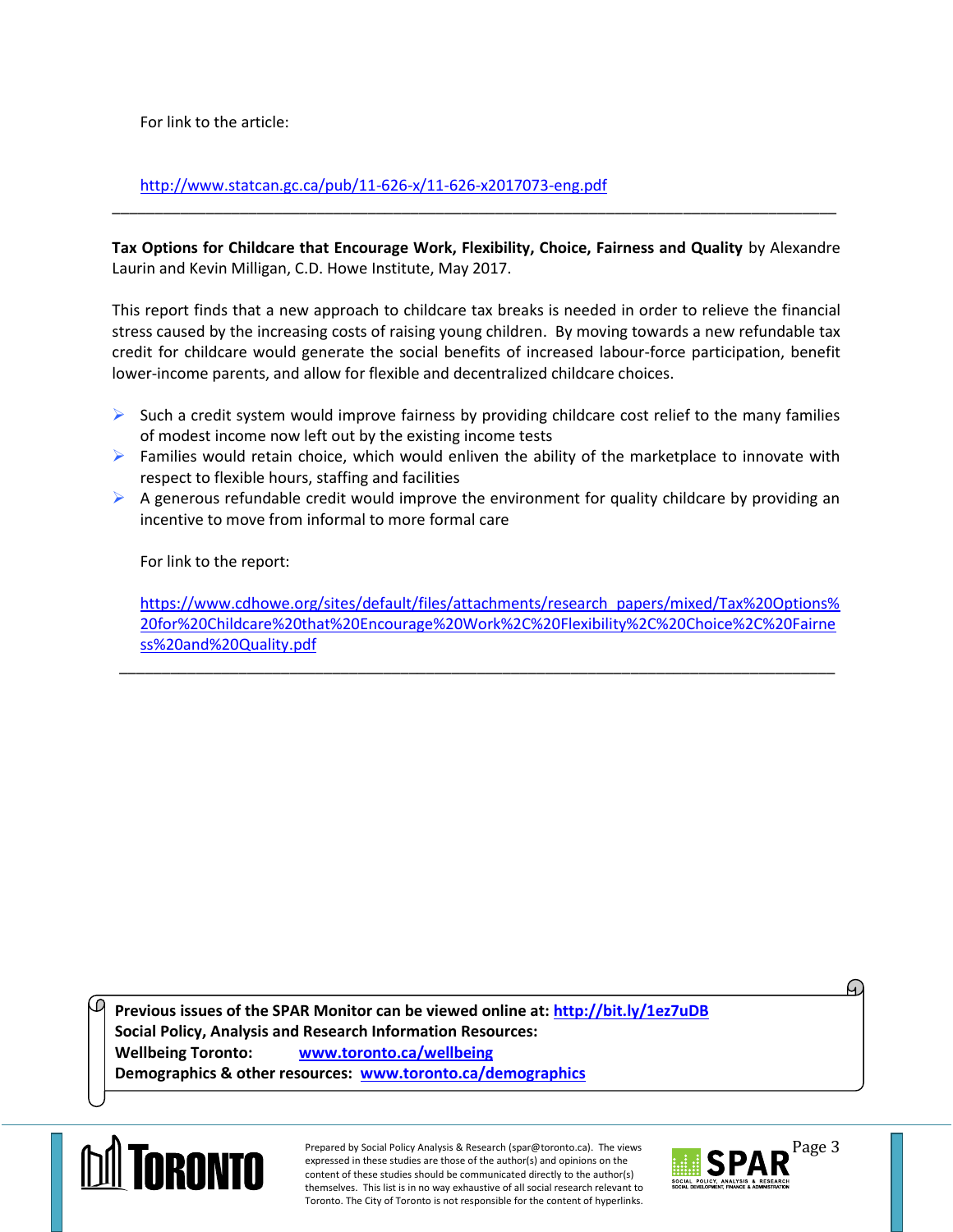For link to the article:

http://www.statcan.gc.ca/pub/11-626-x/11-626-x2017073-eng.pdf

---

**Tax Options for Childcare that Encourage Work, Flexibility, Choice, Fairness and Quality** by Alexandre Laurin and Kevin Milligan, C.D. Howe Institute, May 2017.

This report finds that a new approach to childcare tax breaks is needed in order to relieve the financial stress caused by the increasing costs of raising young children. By moving towards a new refundable tax credit for childcare would generate the social benefits of increased labour-force participation, benefit lower-income parents, and allow for flexible and decentralized childcare choices.

- Such a credit system would improve fairness by providing childcare cost relief to the many families of modest income now left out by the existing income tests
- Families would retain choice, which would enliven the ability of the marketplace to innovate with respect to flexible hours, staffing and facilities
- A generous refundable credit would improve the environment for quality childcare by providing an incentive to move from informal to more formal care

For link to the report:

https://www.cdhowe.org/sites/default/files/attachments/research_papers/mixed/Tax%20Options%20for%20Childcare%20that%20Encourage%20Work%2C%20Flexibility%2C%20Choice%2C%20Fairness%20and%20Quality.pdf

---

**Previous issues of the SPAR Monitor can be viewed online at: http://bit.ly/1ez7uDB**
**Social Policy, Analysis and Research Information Resources:**
**Wellbeing Toronto: www.toronto.ca/wellbeing**
**Demographics & other resources: www.toronto.ca/demographics**

Prepared by Social Policy Analysis & Research (spar@toronto.ca). The views expressed in these studies are those of the author(s) and opinions on the content of these studies should be communicated directly to the author(s) themselves. This list is in no way exhaustive of all social research relevant to Toronto. The City of Toronto is not responsible for the content of hyperlinks.